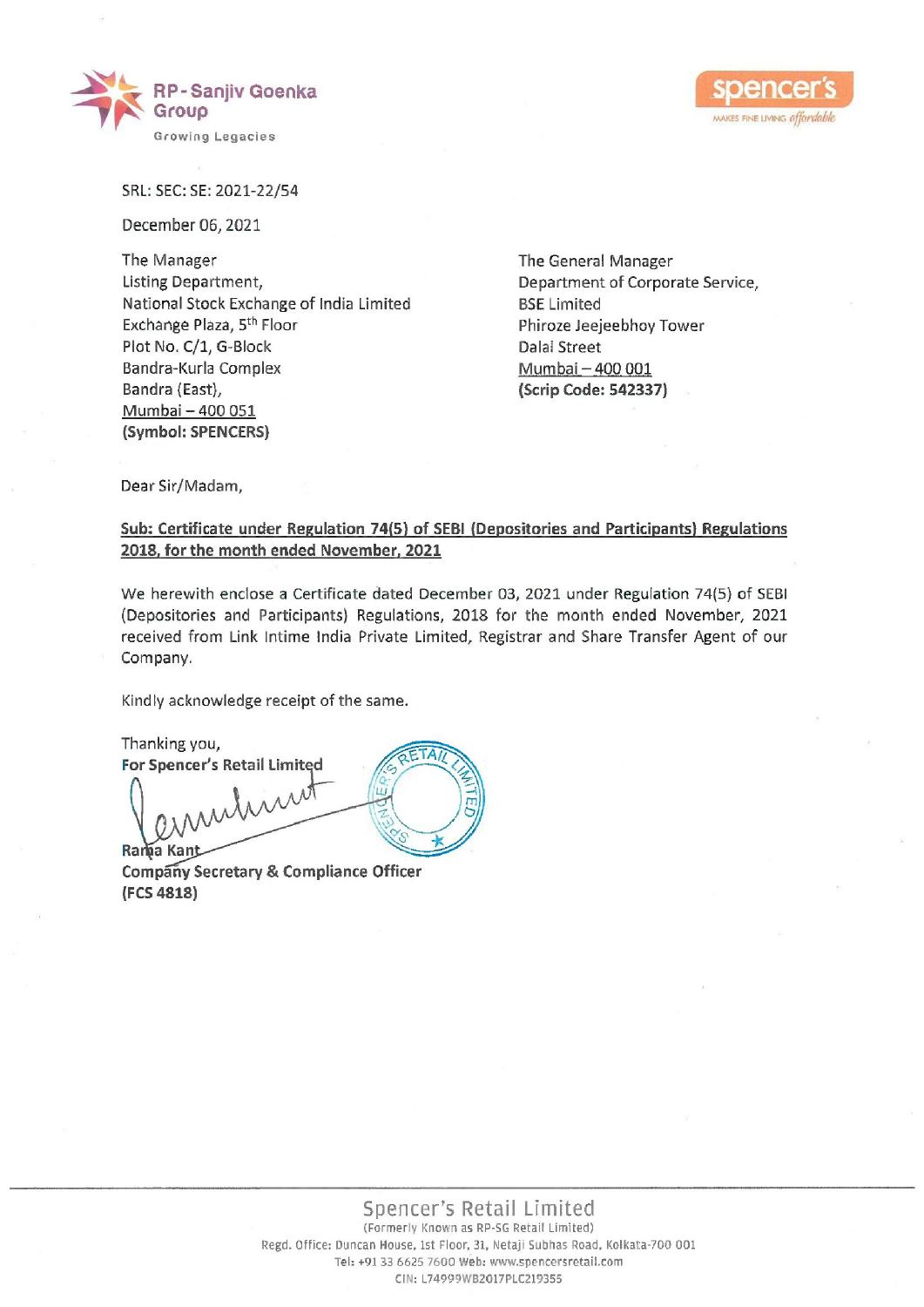RP - Sanjiv Goenka Group
Growing Legacies

spencer's
MAKES FINE LIVING *affordable*

SRL: SEC: SE: 2021-22/54

December 06, 2021

The Manager
Listing Department,
National Stock Exchange of India Limited
Exchange Plaza, 5th Floor
Plot No. C/1, G-Block
Bandra-Kurla Complex
Bandra (East),
Mumbai – 400 051
**(Symbol: SPENCERS)**

The General Manager
Department of Corporate Service,
BSE Limited
Phiroze Jeejeebhoy Tower
Dalal Street
Mumbai – 400 001
**(Scrip Code: 542337)**

Dear Sir/Madam,

**Sub: Certificate under Regulation 74(5) of SEBI (Depositories and Participants) Regulations 2018, for the month ended November, 2021**

We herewith enclose a Certificate dated December 03, 2021 under Regulation 74(5) of SEBI (Depositories and Participants) Regulations, 2018 for the month ended November, 2021 received from Link Intime India Private Limited, Registrar and Share Transfer Agent of our Company.

Kindly acknowledge receipt of the same.

Thanking you,
**For Spencer's Retail Limited**

Rama Kant
**Company Secretary & Compliance Officer**
**(FCS 4818)**

Spencer's Retail Limited
(Formerly Known as RP-SG Retail Limited)
Regd. Office: Duncan House, 1st Floor, 31, Netaji Subhas Road, Kolkata-700 001
Tel: +91 33 6625 7600 Web: www.spencersretail.com
CIN: L74999WB2017PLC219355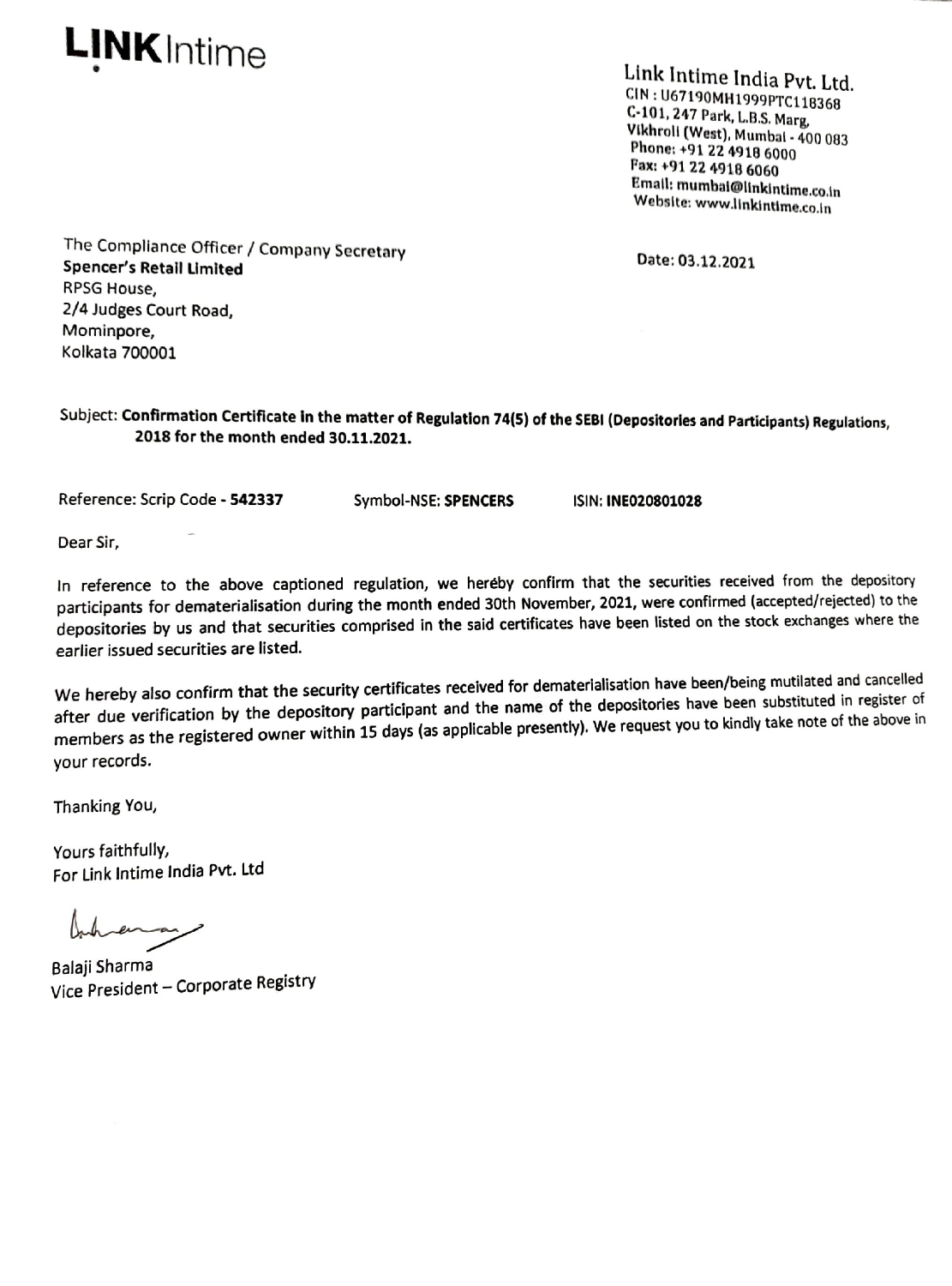# LINKIntime

Link Intime India Pvt. Ltd.
CIN : U67190MH1999PTC118368
C-101, 247 Park, L.B.S. Marg,
Vikhroli (West), Mumbai - 400 083
Phone: +91 22 4918 6000
Fax: +91 22 4918 6060
Email: mumbai@linkintime.co.in
Website: www.linkintime.co.in

The Compliance Officer / Company Secretary
**Spencer's Retail Limited**
RPSG House,
2/4 Judges Court Road,
Mominpore,
Kolkata 700001

Date: 03.12.2021

Subject: **Confirmation Certificate in the matter of Regulation 74(5) of the SEBI (Depositories and Participants) Regulations, 2018 for the month ended 30.11.2021.**

Reference: Scrip Code - **542337** Symbol-NSE: **SPENCERS** ISIN: **INE020801028**

Dear Sir,

In reference to the above captioned regulation, we hereby confirm that the securities received from the depository participants for dematerialisation during the month ended 30th November, 2021, were confirmed (accepted/rejected) to the depositories by us and that securities comprised in the said certificates have been listed on the stock exchanges where the earlier issued securities are listed.

We hereby also confirm that the security certificates received for dematerialisation have been/being mutilated and cancelled after due verification by the depository participant and the name of the depositories have been substituted in register of members as the registered owner within 15 days (as applicable presently). We request you to kindly take note of the above in your records.

Thanking You,

Yours faithfully,
For Link Intime India Pvt. Ltd

Balaji Sharma
Vice President – Corporate Registry